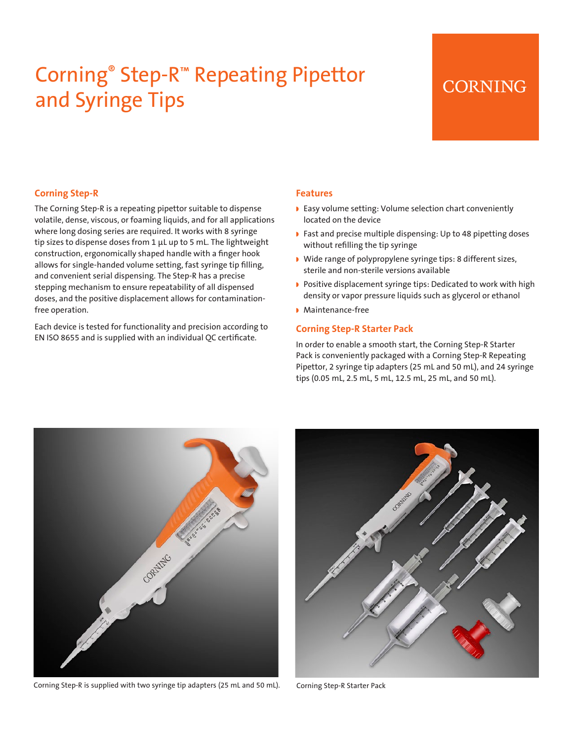# Corning® Step-R™ Repeating Pipettor and Syringe Tips

CORNING

## Corning Step-R

The Corning Step-R is a repeating pipettor suitable to dispense volatile, dense, viscous, or foaming liquids, and for all applications where long dosing series are required. It works with 8 syringe tip sizes to dispense doses from 1 µL up to 5 mL. The lightweight construction, ergonomically shaped handle with a finger hook allows for single-handed volume setting, fast syringe tip filling, and convenient serial dispensing. The Step-R has a precise stepping mechanism to ensure repeatability of all dispensed doses, and the positive displacement allows for contamination-free operation.

Each device is tested for functionality and precision according to EN ISO 8655 and is supplied with an individual QC certificate.

## Features

- Easy volume setting: Volume selection chart conveniently located on the device
- Fast and precise multiple dispensing: Up to 48 pipetting doses without refilling the tip syringe
- Wide range of polypropylene syringe tips: 8 different sizes, sterile and non-sterile versions available
- Positive displacement syringe tips: Dedicated to work with high density or vapor pressure liquids such as glycerol or ethanol
- Maintenance-free

## Corning Step-R Starter Pack

In order to enable a smooth start, the Corning Step-R Starter Pack is conveniently packaged with a Corning Step-R Repeating Pipettor, 2 syringe tip adapters (25 mL and 50 mL), and 24 syringe tips (0.05 mL, 2.5 mL, 5 mL, 12.5 mL, 25 mL, and 50 mL).

Corning Step-R is supplied with two syringe tip adapters (25 mL and 50 mL).

Corning Step-R Starter Pack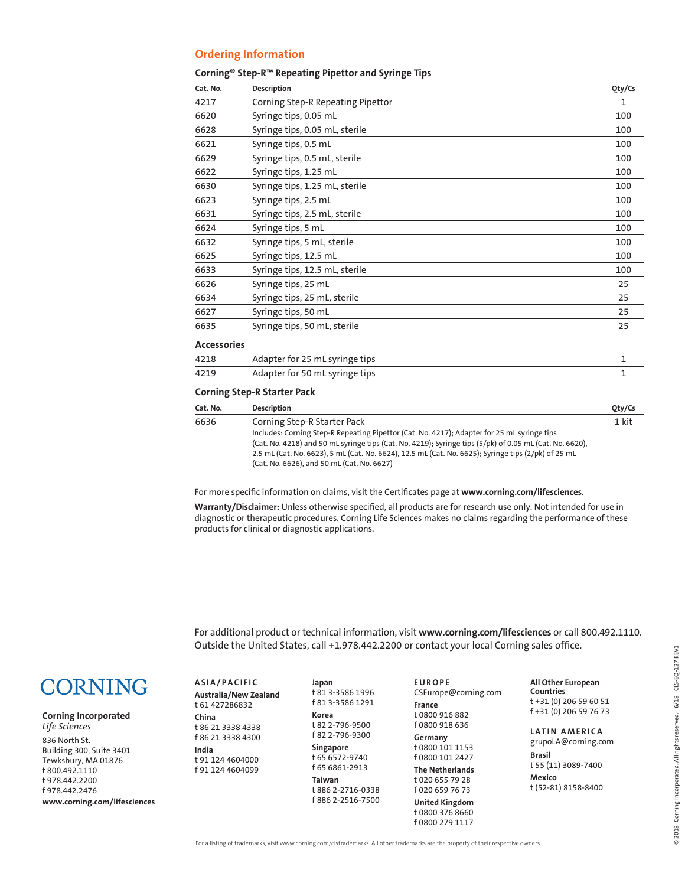## Ordering Information

### Corning® Step-R™ Repeating Pipettor and Syringe Tips

| Cat. No. | Description | Qty/Cs |
|---|---|---|
| 4217 | Corning Step-R Repeating Pipettor | 1 |
| 6620 | Syringe tips, 0.05 mL | 100 |
| 6628 | Syringe tips, 0.05 mL, sterile | 100 |
| 6621 | Syringe tips, 0.5 mL | 100 |
| 6629 | Syringe tips, 0.5 mL, sterile | 100 |
| 6622 | Syringe tips, 1.25 mL | 100 |
| 6630 | Syringe tips, 1.25 mL, sterile | 100 |
| 6623 | Syringe tips, 2.5 mL | 100 |
| 6631 | Syringe tips, 2.5 mL, sterile | 100 |
| 6624 | Syringe tips, 5 mL | 100 |
| 6632 | Syringe tips, 5 mL, sterile | 100 |
| 6625 | Syringe tips, 12.5 mL | 100 |
| 6633 | Syringe tips, 12.5 mL, sterile | 100 |
| 6626 | Syringe tips, 25 mL | 25 |
| 6634 | Syringe tips, 25 mL, sterile | 25 |
| 6627 | Syringe tips, 50 mL | 25 |
| 6635 | Syringe tips, 50 mL, sterile | 25 |
| **Accessories** | | |
| 4218 | Adapter for 25 mL syringe tips | 1 |
| 4219 | Adapter for 50 mL syringe tips | 1 |

### Corning Step-R Starter Pack

| Cat. No. | Description | Qty/Cs |
|---|---|---|
| 6636 | Corning Step-R Starter Pack<br>Includes: Corning Step-R Repeating Pipettor (Cat. No. 4217); Adapter for 25 mL syringe tips (Cat. No. 4218) and 50 mL syringe tips (Cat. No. 4219); Syringe tips (5/pk) of 0.05 mL (Cat. No. 6620), 2.5 mL (Cat. No. 6623), 5 mL (Cat. No. 6624), 12.5 mL (Cat. No. 6625); Syringe tips (2/pk) of 25 mL (Cat. No. 6626), and 50 mL (Cat. No. 6627) | 1 kit |

For more specific information on claims, visit the Certificates page at **www.corning.com/lifesciences**.

**Warranty/Disclaimer:** Unless otherwise specified, all products are for research use only. Not intended for use in diagnostic or therapeutic procedures. Corning Life Sciences makes no claims regarding the performance of these products for clinical or diagnostic applications.

For additional product or technical information, visit **www.corning.com/lifesciences** or call 800.492.1110. Outside the United States, call +1.978.442.2200 or contact your local Corning sales office.

CORNING

**Corning Incorporated**
*Life Sciences*
836 North St.
Building 300, Suite 3401
Tewksbury, MA 01876
t 800.492.1110
t 978.442.2200
f 978.442.2476
**www.corning.com/lifesciences**

**ASIA/PACIFIC**

**Australia/New Zealand**
t 61 427286832

**China**
t 86 21 3338 4338
f 86 21 3338 4300

**India**
t 91 124 4604000
f 91 124 4604099

**Japan**
t 81 3-3586 1996
f 81 3-3586 1291

**Korea**
t 82 2-796-9500
f 82 2-796-9300

**Singapore**
t 65 6572-9740
f 65 6861-2913

**Taiwan**
t 886 2-2716-0338
f 886 2-2516-7500

**EUROPE**
CSEurope@corning.com

**France**
t 0800 916 882
f 0800 918 636

**Germany**
t 0800 101 1153
f 0800 101 2427

**The Netherlands**
t 020 655 79 28
f 020 659 76 73

**United Kingdom**
t 0800 376 8660
f 0800 279 1117

**All Other European Countries**
t +31 (0) 206 59 60 51
f +31 (0) 206 59 76 73

**LATIN AMERICA**
grupoLA@corning.com

**Brasil**
t 55 (11) 3089-7400

**Mexico**
t (52-81) 8158-8400

For a listing of trademarks, visit www.corning.com/clstrademarks. All other trademarks are the property of their respective owners.

© 2018 Corning Incorporated. All rights reserved. 6/18 CLS-EQ-127 REV1